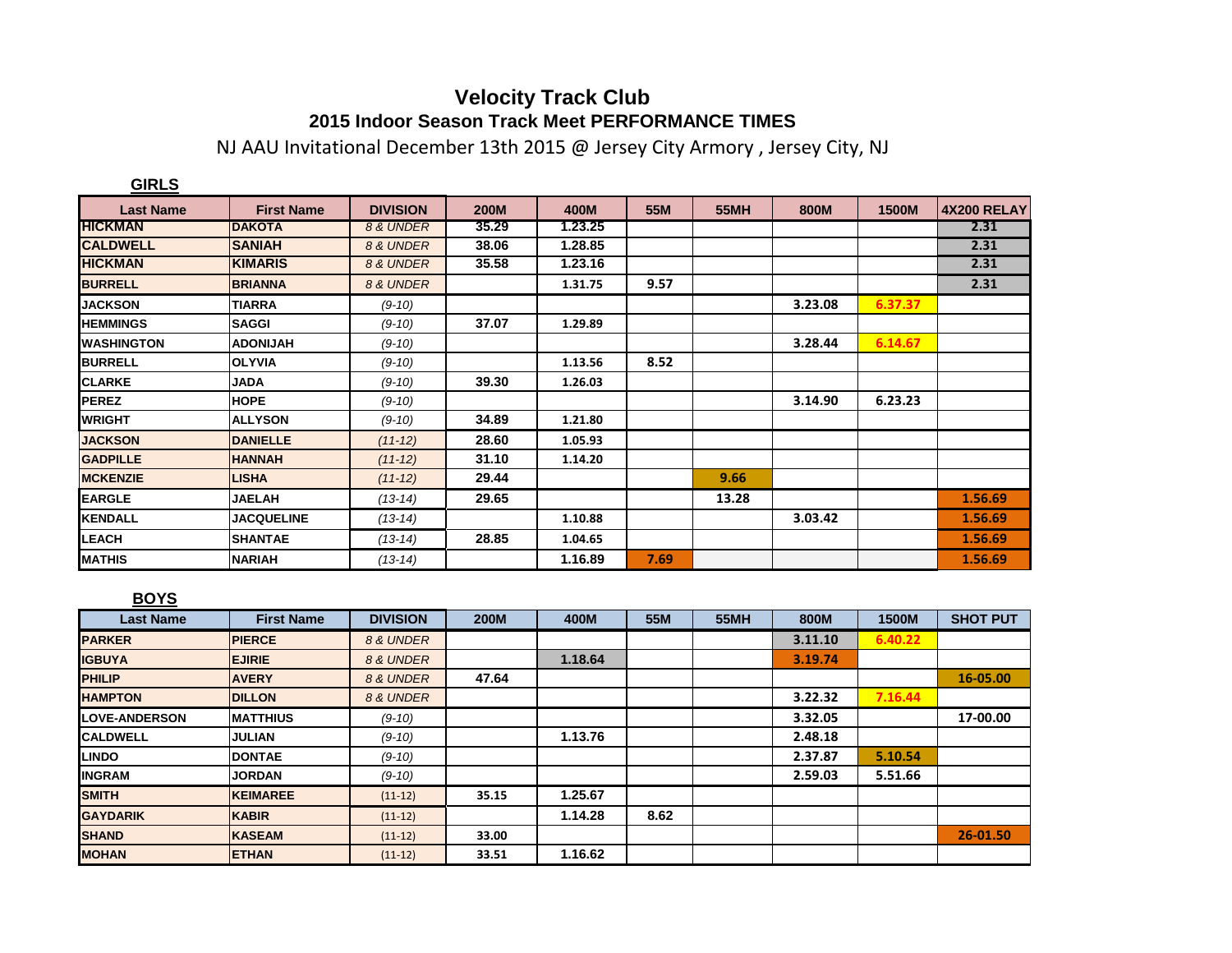# Velocity Track Club

## 2015 Indoor Season Track Meet PERFORMANCE TIMES

NJ AAU Invitational December 13th 2015 @ Jersey City Armory , Jersey City, NJ

### GIRLS

| Last Name | First Name | DIVISION | 200M | 400M | 55M | 55MH | 800M | 1500M | 4X200 RELAY |
|---|---|---|---|---|---|---|---|---|---|
| HICKMAN | DAKOTA | *8 & UNDER* | 35.29 | 1.23.25 | | | | | 2.31 |
| CALDWELL | SANIAH | *8 & UNDER* | 38.06 | 1.28.85 | | | | | 2.31 |
| HICKMAN | KIMARIS | *8 & UNDER* | 35.58 | 1.23.16 | | | | | 2.31 |
| BURRELL | BRIANNA | *8 & UNDER* | | 1.31.75 | 9.57 | | | | 2.31 |
| JACKSON | TIARRA | *(9-10)* | | | | | 3.23.08 | 6.37.37 | |
| HEMMINGS | SAGGI | *(9-10)* | 37.07 | 1.29.89 | | | | | |
| WASHINGTON | ADONIJAH | *(9-10)* | | | | | 3.28.44 | 6.14.67 | |
| BURRELL | OLYVIA | *(9-10)* | | 1.13.56 | 8.52 | | | | |
| CLARKE | JADA | *(9-10)* | 39.30 | 1.26.03 | | | | | |
| PEREZ | HOPE | *(9-10)* | | | | | 3.14.90 | 6.23.23 | |
| WRIGHT | ALLYSON | *(9-10)* | 34.89 | 1.21.80 | | | | | |
| JACKSON | DANIELLE | *(11-12)* | 28.60 | 1.05.93 | | | | | |
| GADPILLE | HANNAH | *(11-12)* | 31.10 | 1.14.20 | | | | | |
| MCKENZIE | LISHA | *(11-12)* | 29.44 | | | 9.66 | | | |
| EARGLE | JAELAH | *(13-14)* | 29.65 | | | 13.28 | | | 1.56.69 |
| KENDALL | JACQUELINE | *(13-14)* | | 1.10.88 | | | 3.03.42 | | 1.56.69 |
| LEACH | SHANTAE | *(13-14)* | 28.85 | 1.04.65 | | | | | 1.56.69 |
| MATHIS | NARIAH | *(13-14)* | | 1.16.89 | 7.69 | | | | 1.56.69 |

### BOYS

| Last Name | First Name | DIVISION | 200M | 400M | 55M | 55MH | 800M | 1500M | SHOT PUT |
|---|---|---|---|---|---|---|---|---|---|
| PARKER | PIERCE | *8 & UNDER* | | | | | 3.11.10 | 6.40.22 | |
| IGBUYA | EJIRIE | *8 & UNDER* | | 1.18.64 | | | 3.19.74 | | |
| PHILIP | AVERY | *8 & UNDER* | 47.64 | | | | | | 16-05.00 |
| HAMPTON | DILLON | *8 & UNDER* | | | | | 3.22.32 | 7.16.44 | |
| LOVE-ANDERSON | MATTHIUS | *(9-10)* | | | | | 3.32.05 | | 17-00.00 |
| CALDWELL | JULIAN | *(9-10)* | | 1.13.76 | | | 2.48.18 | | |
| LINDO | DONTAE | *(9-10)* | | | | | 2.37.87 | 5.10.54 | |
| INGRAM | JORDAN | *(9-10)* | | | | | 2.59.03 | 5.51.66 | |
| SMITH | KEIMAREE | (11-12) | 35.15 | 1.25.67 | | | | | |
| GAYDARIK | KABIR | (11-12) | | 1.14.28 | 8.62 | | | | |
| SHAND | KASEAM | (11-12) | 33.00 | | | | | | 26-01.50 |
| MOHAN | ETHAN | (11-12) | 33.51 | 1.16.62 | | | | | |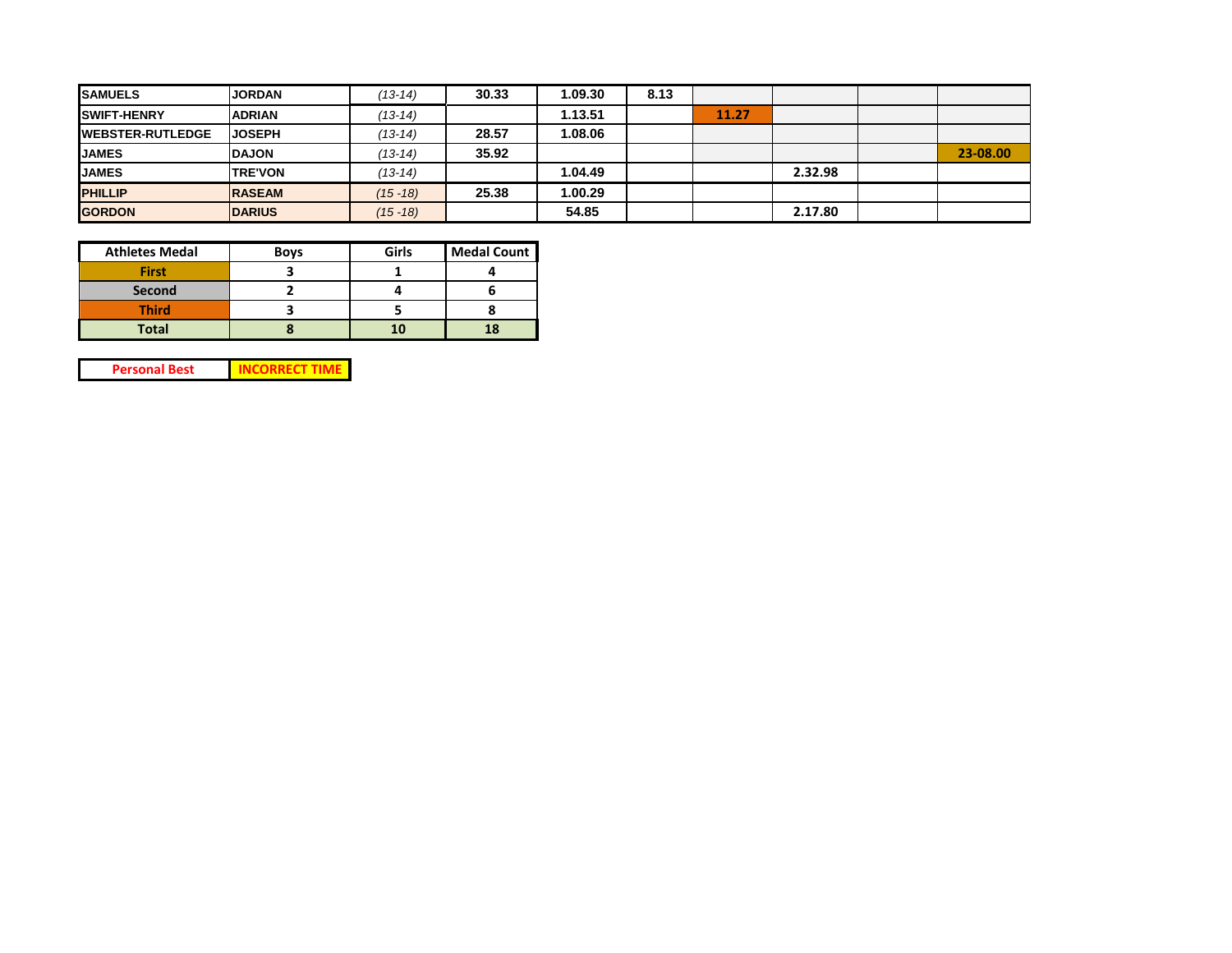| | | | | | | | | | | |
|---|---|---|---|---|---|---|---|---|---|---|
| SAMUELS | JORDAN | *(13-14)* | 30.33 | 1.09.30 | 8.13 | | | | | |
| SWIFT-HENRY | ADRIAN | *(13-14)* | | 1.13.51 | | 11.27 | | | | |
| WEBSTER-RUTLEDGE | JOSEPH | *(13-14)* | 28.57 | 1.08.06 | | | | | | |
| JAMES | DAJON | *(13-14)* | 35.92 | | | | | | | 23-08.00 |
| JAMES | TRE'VON | *(13-14)* | | 1.04.49 | | | 2.32.98 | | | |
| PHILLIP | RASEAM | *(15 -18)* | 25.38 | 1.00.29 | | | | | | |
| GORDON | DARIUS | *(15 -18)* | | 54.85 | | | 2.17.80 | | | |

| Athletes Medal | Boys | Girls | Medal Count |
|---|---|---|---|
| First | 3 | 1 | 4 |
| Second | 2 | 4 | 6 |
| Third | 3 | 5 | 8 |
| Total | 8 | 10 | 18 |

| | |
|---|---|
| Personal Best | INCORRECT TIME |